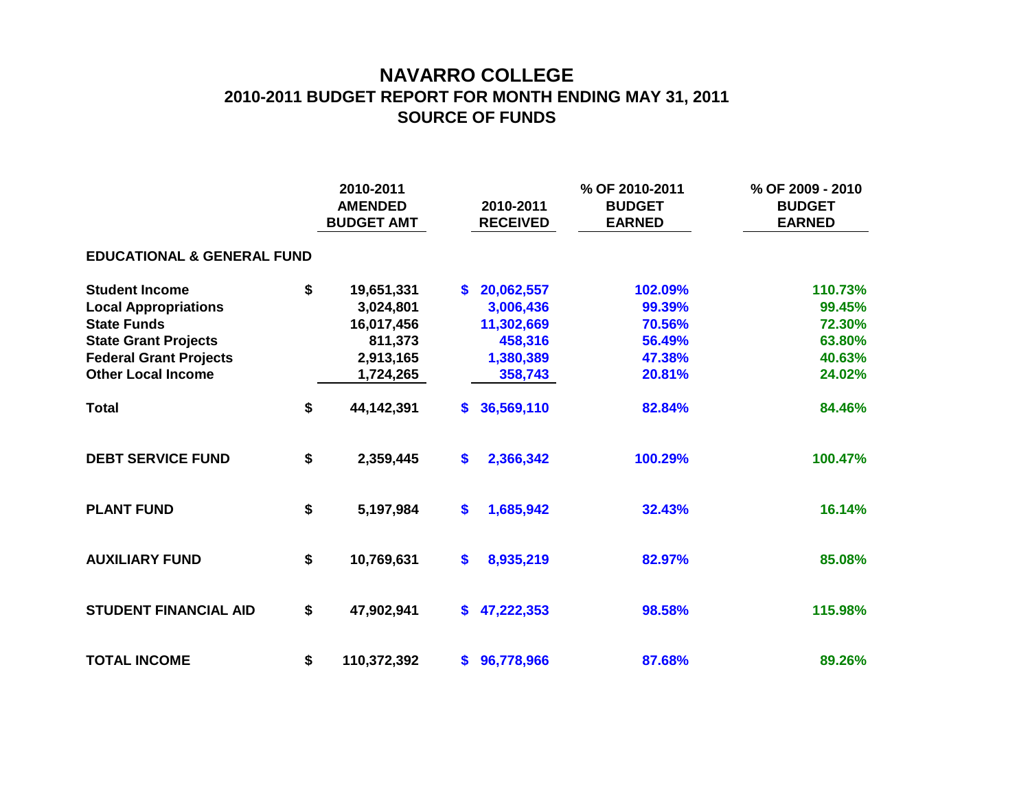# NAVARRO COLLEGE
## 2010-2011 BUDGET REPORT FOR MONTH ENDING MAY 31, 2011
## SOURCE OF FUNDS

| | 2010-2011 AMENDED BUDGET AMT | 2010-2011 RECEIVED | % OF 2010-2011 BUDGET EARNED | % OF 2009 - 2010 BUDGET EARNED |
|---|---|---|---|---|
| **EDUCATIONAL & GENERAL FUND** | | | | |
| **Student Income** | $ 19,651,331 | $ 20,062,557 | 102.09% | 110.73% |
| **Local Appropriations** | 3,024,801 | 3,006,436 | 99.39% | 99.45% |
| **State Funds** | 16,017,456 | 11,302,669 | 70.56% | 72.30% |
| **State Grant Projects** | 811,373 | 458,316 | 56.49% | 63.80% |
| **Federal Grant Projects** | 2,913,165 | 1,380,389 | 47.38% | 40.63% |
| **Other Local Income** | 1,724,265 | 358,743 | 20.81% | 24.02% |
| **Total** | $ 44,142,391 | $ 36,569,110 | 82.84% | 84.46% |
| **DEBT SERVICE FUND** | $ 2,359,445 | $ 2,366,342 | 100.29% | 100.47% |
| **PLANT FUND** | $ 5,197,984 | $ 1,685,942 | 32.43% | 16.14% |
| **AUXILIARY FUND** | $ 10,769,631 | $ 8,935,219 | 82.97% | 85.08% |
| **STUDENT FINANCIAL AID** | $ 47,902,941 | $ 47,222,353 | 98.58% | 115.98% |
| **TOTAL INCOME** | $ 110,372,392 | $ 96,778,966 | 87.68% | 89.26% |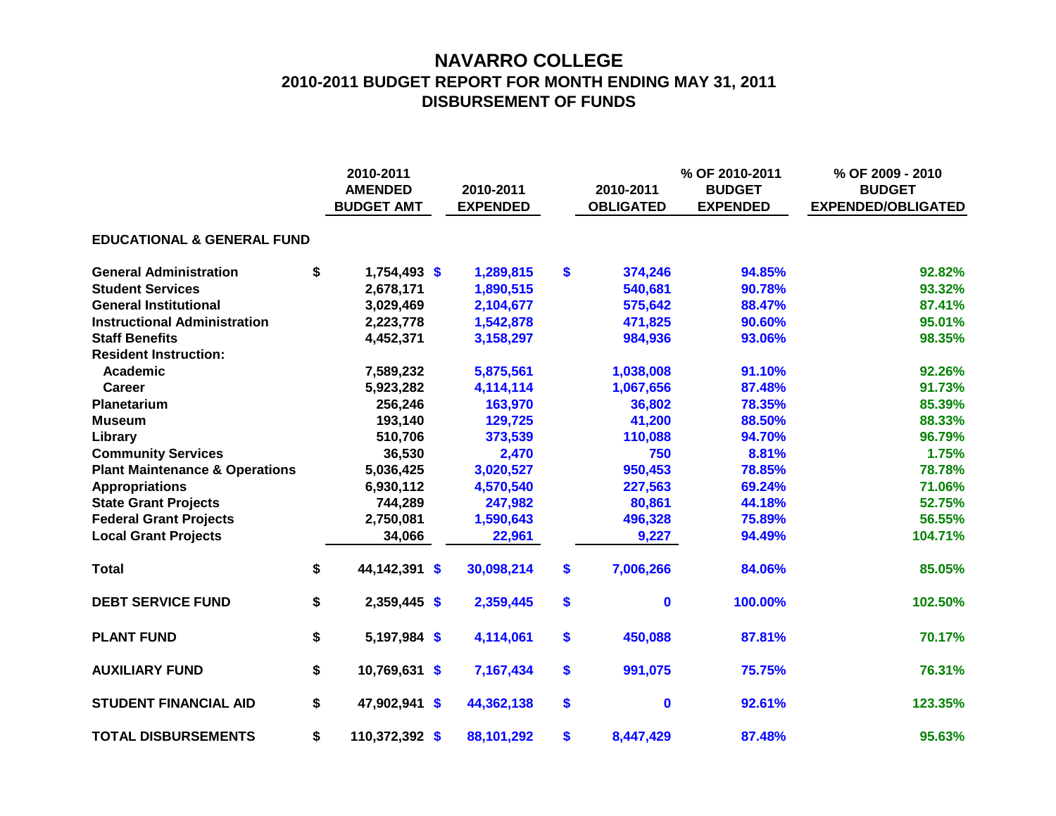# NAVARRO COLLEGE
## 2010-2011 BUDGET REPORT FOR MONTH ENDING MAY 31, 2011
## DISBURSEMENT OF FUNDS

| | 2010-2011 AMENDED BUDGET AMT | 2010-2011 EXPENDED | 2010-2011 OBLIGATED | % OF 2010-2011 BUDGET EXPENDED | % OF 2009 - 2010 BUDGET EXPENDED/OBLIGATED |
|---|---|---|---|---|---|
| **EDUCATIONAL & GENERAL FUND** | | | | | |
| **General Administration** | $ 1,754,493 | $ 1,289,815 | $ 374,246 | 94.85% | 92.82% |
| **Student Services** | 2,678,171 | 1,890,515 | 540,681 | 90.78% | 93.32% |
| **General Institutional** | 3,029,469 | 2,104,677 | 575,642 | 88.47% | 87.41% |
| **Instructional Administration** | 2,223,778 | 1,542,878 | 471,825 | 90.60% | 95.01% |
| **Staff Benefits** | 4,452,371 | 3,158,297 | 984,936 | 93.06% | 98.35% |
| **Resident Instruction:** | | | | | |
| **Academic** | 7,589,232 | 5,875,561 | 1,038,008 | 91.10% | 92.26% |
| **Career** | 5,923,282 | 4,114,114 | 1,067,656 | 87.48% | 91.73% |
| **Planetarium** | 256,246 | 163,970 | 36,802 | 78.35% | 85.39% |
| **Museum** | 193,140 | 129,725 | 41,200 | 88.50% | 88.33% |
| **Library** | 510,706 | 373,539 | 110,088 | 94.70% | 96.79% |
| **Community Services** | 36,530 | 2,470 | 750 | 8.81% | 1.75% |
| **Plant Maintenance & Operations** | 5,036,425 | 3,020,527 | 950,453 | 78.85% | 78.78% |
| **Appropriations** | 6,930,112 | 4,570,540 | 227,563 | 69.24% | 71.06% |
| **State Grant Projects** | 744,289 | 247,982 | 80,861 | 44.18% | 52.75% |
| **Federal Grant Projects** | 2,750,081 | 1,590,643 | 496,328 | 75.89% | 56.55% |
| **Local Grant Projects** | 34,066 | 22,961 | 9,227 | 94.49% | 104.71% |
| **Total** | $ 44,142,391 | $ 30,098,214 | $ 7,006,266 | 84.06% | 85.05% |
| **DEBT SERVICE FUND** | $ 2,359,445 | $ 2,359,445 | $ 0 | 100.00% | 102.50% |
| **PLANT FUND** | $ 5,197,984 | $ 4,114,061 | $ 450,088 | 87.81% | 70.17% |
| **AUXILIARY FUND** | $ 10,769,631 | $ 7,167,434 | $ 991,075 | 75.75% | 76.31% |
| **STUDENT FINANCIAL AID** | $ 47,902,941 | $ 44,362,138 | $ 0 | 92.61% | 123.35% |
| **TOTAL DISBURSEMENTS** | $ 110,372,392 | $ 88,101,292 | $ 8,447,429 | 87.48% | 95.63% |